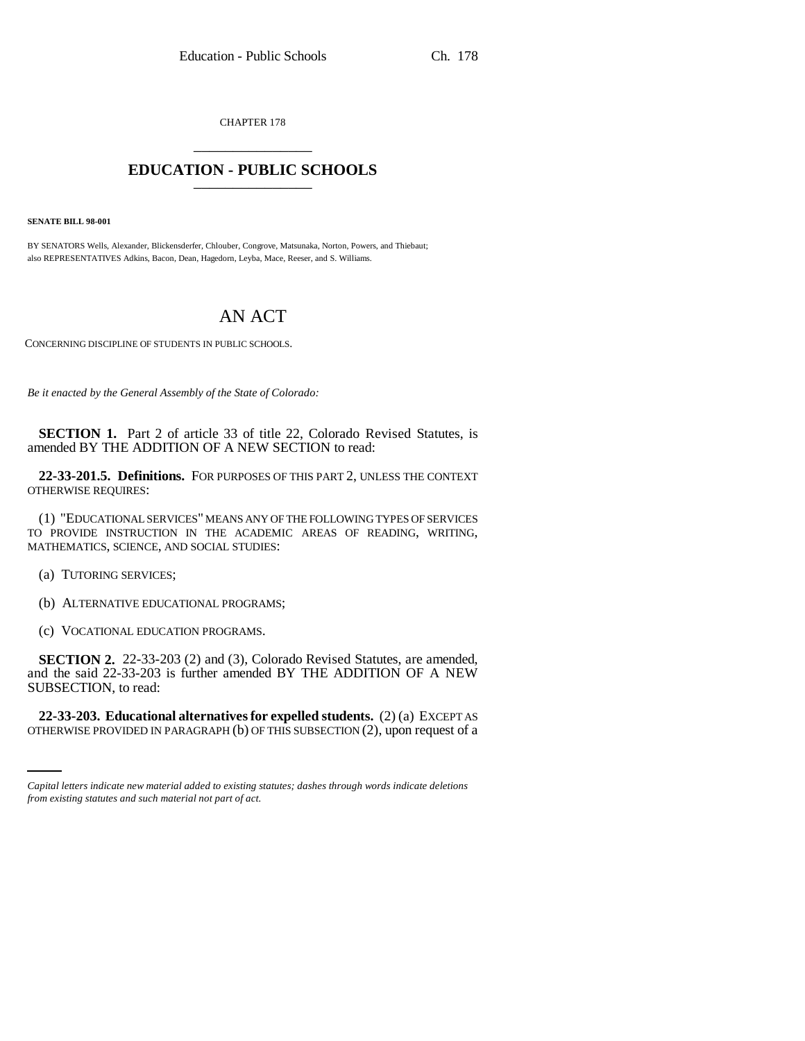CHAPTER 178

# EDUCATION - PUBLIC SCHOOLS

**SENATE BILL 98-001**

BY SENATORS Wells, Alexander, Blickensderfer, Chlouber, Congrove, Matsunaka, Norton, Powers, and Thiebaut; also REPRESENTATIVES Adkins, Bacon, Dean, Hagedorn, Leyba, Mace, Reeser, and S. Williams.

# AN ACT

CONCERNING DISCIPLINE OF STUDENTS IN PUBLIC SCHOOLS.

*Be it enacted by the General Assembly of the State of Colorado:*

**SECTION 1.** Part 2 of article 33 of title 22, Colorado Revised Statutes, is amended BY THE ADDITION OF A NEW SECTION to read:

**22-33-201.5. Definitions.** FOR PURPOSES OF THIS PART 2, UNLESS THE CONTEXT OTHERWISE REQUIRES:

(1) "EDUCATIONAL SERVICES" MEANS ANY OF THE FOLLOWING TYPES OF SERVICES TO PROVIDE INSTRUCTION IN THE ACADEMIC AREAS OF READING, WRITING, MATHEMATICS, SCIENCE, AND SOCIAL STUDIES:

(a) TUTORING SERVICES;

(b) ALTERNATIVE EDUCATIONAL PROGRAMS;

(c) VOCATIONAL EDUCATION PROGRAMS.

**SECTION 2.** 22-33-203 (2) and (3), Colorado Revised Statutes, are amended, and the said 22-33-203 is further amended BY THE ADDITION OF A NEW SUBSECTION, to read:

**22-33-203. Educational alternatives for expelled students.** (2) (a) EXCEPT AS OTHERWISE PROVIDED IN PARAGRAPH (b) OF THIS SUBSECTION (2), upon request of a

*Capital letters indicate new material added to existing statutes; dashes through words indicate deletions from existing statutes and such material not part of act.*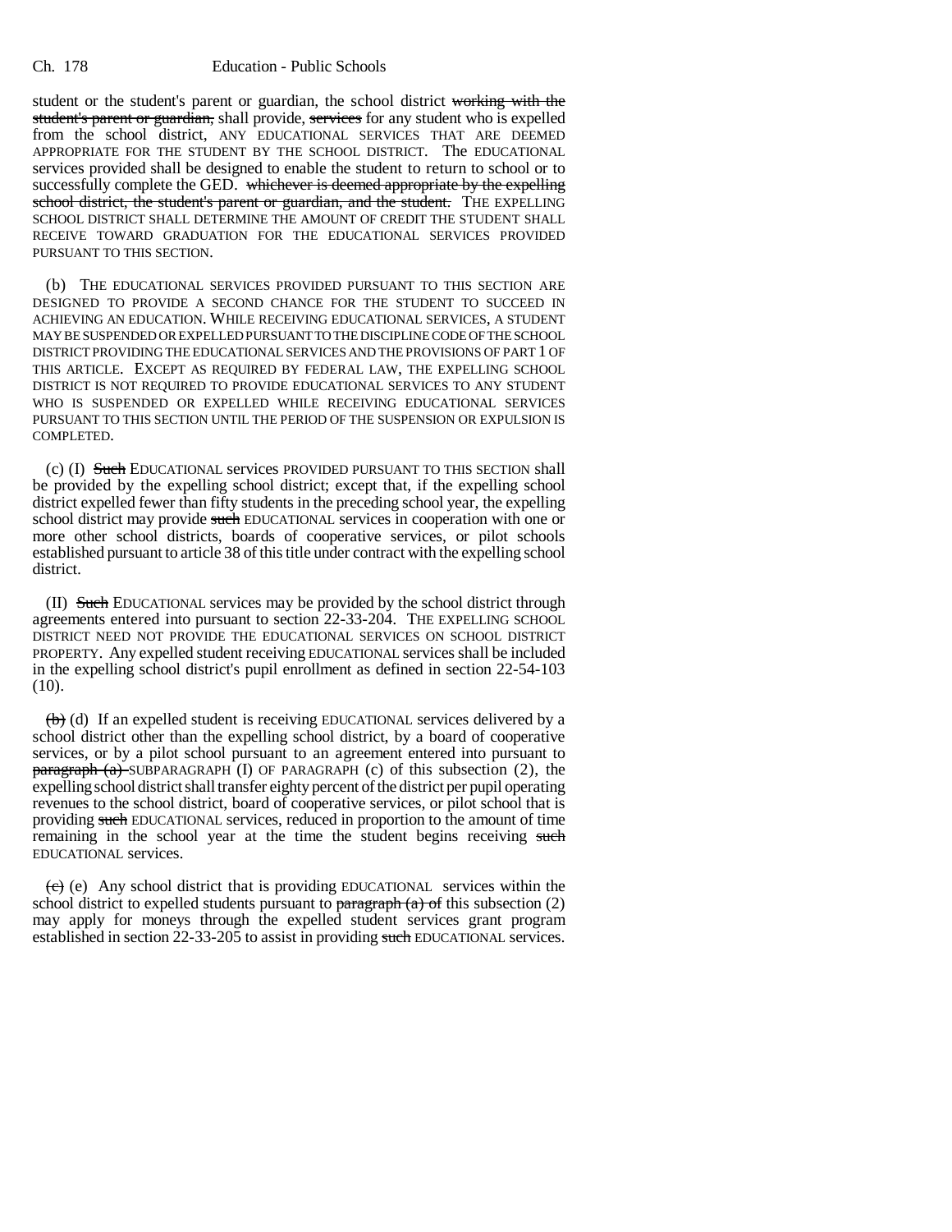student or the student's parent or guardian, the school district ~~working with the student's parent or guardian,~~ shall provide, ~~services~~ for any student who is expelled from the school district, ANY EDUCATIONAL SERVICES THAT ARE DEEMED APPROPRIATE FOR THE STUDENT BY THE SCHOOL DISTRICT. The EDUCATIONAL services provided shall be designed to enable the student to return to school or to successfully complete the GED. ~~whichever is deemed appropriate by the expelling school district, the student's parent or guardian, and the student.~~ THE EXPELLING SCHOOL DISTRICT SHALL DETERMINE THE AMOUNT OF CREDIT THE STUDENT SHALL RECEIVE TOWARD GRADUATION FOR THE EDUCATIONAL SERVICES PROVIDED PURSUANT TO THIS SECTION.

(b) THE EDUCATIONAL SERVICES PROVIDED PURSUANT TO THIS SECTION ARE DESIGNED TO PROVIDE A SECOND CHANCE FOR THE STUDENT TO SUCCEED IN ACHIEVING AN EDUCATION. WHILE RECEIVING EDUCATIONAL SERVICES, A STUDENT MAY BE SUSPENDED OR EXPELLED PURSUANT TO THE DISCIPLINE CODE OF THE SCHOOL DISTRICT PROVIDING THE EDUCATIONAL SERVICES AND THE PROVISIONS OF PART 1 OF THIS ARTICLE. EXCEPT AS REQUIRED BY FEDERAL LAW, THE EXPELLING SCHOOL DISTRICT IS NOT REQUIRED TO PROVIDE EDUCATIONAL SERVICES TO ANY STUDENT WHO IS SUSPENDED OR EXPELLED WHILE RECEIVING EDUCATIONAL SERVICES PURSUANT TO THIS SECTION UNTIL THE PERIOD OF THE SUSPENSION OR EXPULSION IS COMPLETED.

(c) (I) ~~Such~~ EDUCATIONAL services PROVIDED PURSUANT TO THIS SECTION shall be provided by the expelling school district; except that, if the expelling school district expelled fewer than fifty students in the preceding school year, the expelling school district may provide ~~such~~ EDUCATIONAL services in cooperation with one or more other school districts, boards of cooperative services, or pilot schools established pursuant to article 38 of this title under contract with the expelling school district.

(II) ~~Such~~ EDUCATIONAL services may be provided by the school district through agreements entered into pursuant to section 22-33-204. THE EXPELLING SCHOOL DISTRICT NEED NOT PROVIDE THE EDUCATIONAL SERVICES ON SCHOOL DISTRICT PROPERTY. Any expelled student receiving EDUCATIONAL services shall be included in the expelling school district's pupil enrollment as defined in section 22-54-103 (10).

~~(b)~~ (d) If an expelled student is receiving EDUCATIONAL services delivered by a school district other than the expelling school district, by a board of cooperative services, or by a pilot school pursuant to an agreement entered into pursuant to ~~paragraph (a)~~ SUBPARAGRAPH (I) OF PARAGRAPH (c) of this subsection (2), the expelling school district shall transfer eighty percent of the district per pupil operating revenues to the school district, board of cooperative services, or pilot school that is providing ~~such~~ EDUCATIONAL services, reduced in proportion to the amount of time remaining in the school year at the time the student begins receiving ~~such~~ EDUCATIONAL services.

~~(c)~~ (e) Any school district that is providing EDUCATIONAL services within the school district to expelled students pursuant to ~~paragraph (a) of~~ this subsection (2) may apply for moneys through the expelled student services grant program established in section 22-33-205 to assist in providing ~~such~~ EDUCATIONAL services.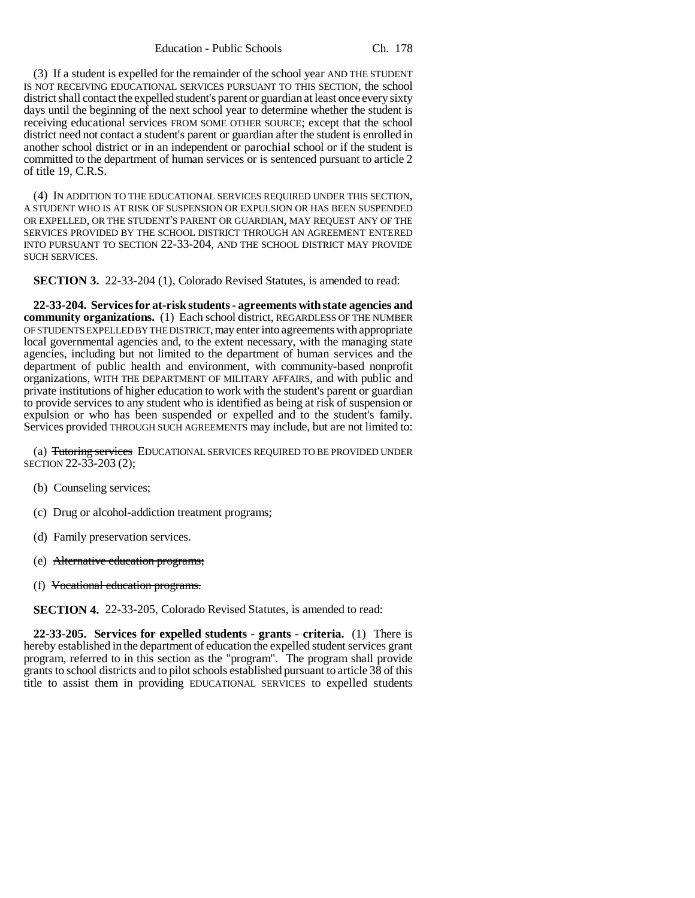(3) If a student is expelled for the remainder of the school year AND THE STUDENT IS NOT RECEIVING EDUCATIONAL SERVICES PURSUANT TO THIS SECTION, the school district shall contact the expelled student's parent or guardian at least once every sixty days until the beginning of the next school year to determine whether the student is receiving educational services FROM SOME OTHER SOURCE; except that the school district need not contact a student's parent or guardian after the student is enrolled in another school district or in an independent or parochial school or if the student is committed to the department of human services or is sentenced pursuant to article 2 of title 19, C.R.S.

(4) IN ADDITION TO THE EDUCATIONAL SERVICES REQUIRED UNDER THIS SECTION, A STUDENT WHO IS AT RISK OF SUSPENSION OR EXPULSION OR HAS BEEN SUSPENDED OR EXPELLED, OR THE STUDENT'S PARENT OR GUARDIAN, MAY REQUEST ANY OF THE SERVICES PROVIDED BY THE SCHOOL DISTRICT THROUGH AN AGREEMENT ENTERED INTO PURSUANT TO SECTION 22-33-204, AND THE SCHOOL DISTRICT MAY PROVIDE SUCH SERVICES.

**SECTION 3.** 22-33-204 (1), Colorado Revised Statutes, is amended to read:

**22-33-204. Services for at-risk students - agreements with state agencies and community organizations.** (1) Each school district, REGARDLESS OF THE NUMBER OF STUDENTS EXPELLED BY THE DISTRICT, may enter into agreements with appropriate local governmental agencies and, to the extent necessary, with the managing state agencies, including but not limited to the department of human services and the department of public health and environment, with community-based nonprofit organizations, WITH THE DEPARTMENT OF MILITARY AFFAIRS, and with public and private institutions of higher education to work with the student's parent or guardian to provide services to any student who is identified as being at risk of suspension or expulsion or who has been suspended or expelled and to the student's family. Services provided THROUGH SUCH AGREEMENTS may include, but are not limited to:

(a) ~~Tutoring services~~ EDUCATIONAL SERVICES REQUIRED TO BE PROVIDED UNDER SECTION 22-33-203 (2);

(b) Counseling services;

(c) Drug or alcohol-addiction treatment programs;

(d) Family preservation services.

(e) ~~Alternative education programs;~~

(f) ~~Vocational education programs.~~

**SECTION 4.** 22-33-205, Colorado Revised Statutes, is amended to read:

**22-33-205. Services for expelled students - grants - criteria.** (1) There is hereby established in the department of education the expelled student services grant program, referred to in this section as the "program". The program shall provide grants to school districts and to pilot schools established pursuant to article 38 of this title to assist them in providing EDUCATIONAL SERVICES to expelled students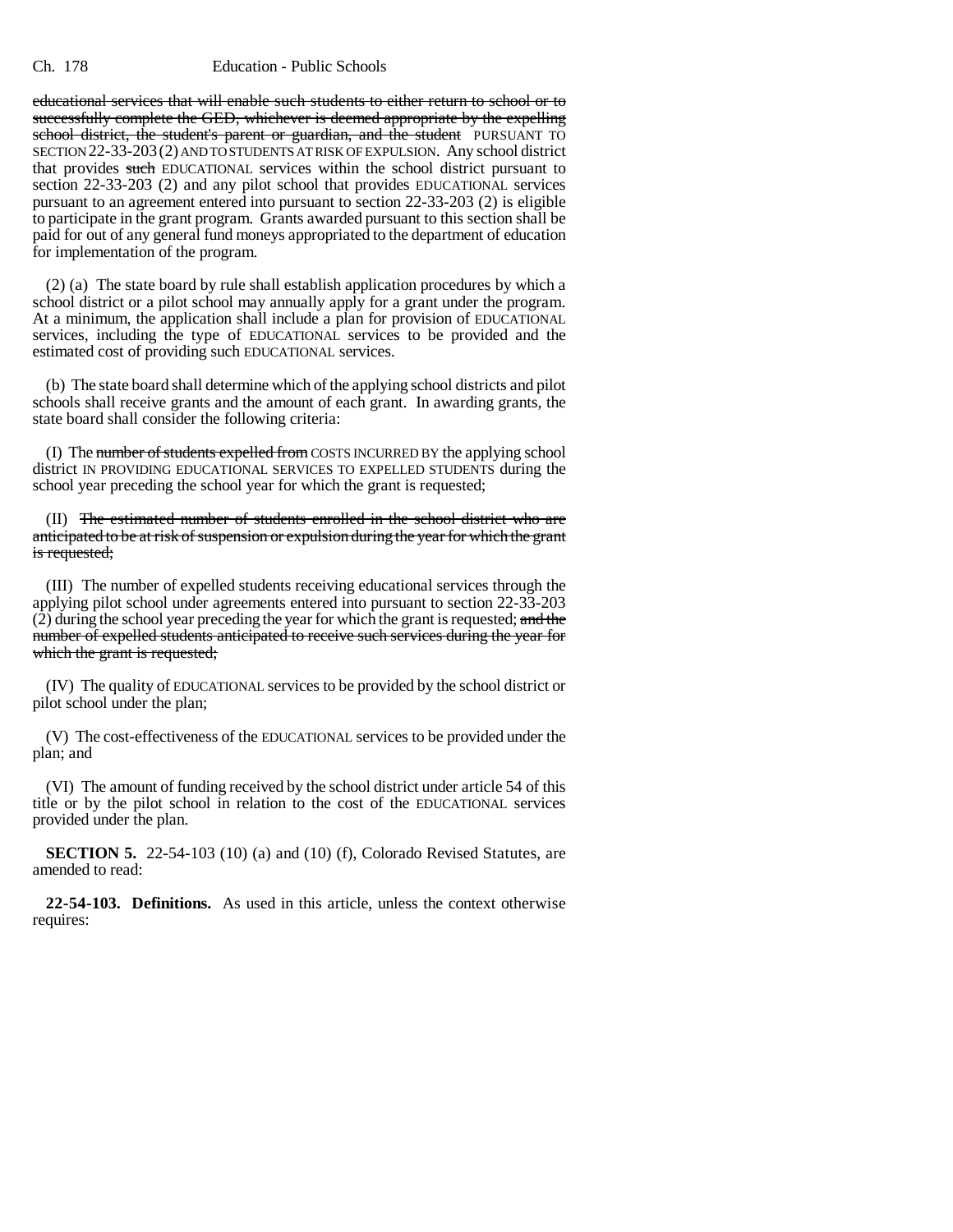educational services that will enable such students to either return to school or to successfully complete the GED, whichever is deemed appropriate by the expelling school district, the student's parent or guardian, and the student PURSUANT TO SECTION 22-33-203 (2) AND TO STUDENTS AT RISK OF EXPULSION. Any school district that provides such EDUCATIONAL services within the school district pursuant to section 22-33-203 (2) and any pilot school that provides EDUCATIONAL services pursuant to an agreement entered into pursuant to section 22-33-203 (2) is eligible to participate in the grant program. Grants awarded pursuant to this section shall be paid for out of any general fund moneys appropriated to the department of education for implementation of the program.

(2) (a) The state board by rule shall establish application procedures by which a school district or a pilot school may annually apply for a grant under the program. At a minimum, the application shall include a plan for provision of EDUCATIONAL services, including the type of EDUCATIONAL services to be provided and the estimated cost of providing such EDUCATIONAL services.

(b) The state board shall determine which of the applying school districts and pilot schools shall receive grants and the amount of each grant. In awarding grants, the state board shall consider the following criteria:

(I) The number of students expelled from COSTS INCURRED BY the applying school district IN PROVIDING EDUCATIONAL SERVICES TO EXPELLED STUDENTS during the school year preceding the school year for which the grant is requested;

(II) The estimated number of students enrolled in the school district who are anticipated to be at risk of suspension or expulsion during the year for which the grant is requested;

(III) The number of expelled students receiving educational services through the applying pilot school under agreements entered into pursuant to section 22-33-203 (2) during the school year preceding the year for which the grant is requested; and the number of expelled students anticipated to receive such services during the year for which the grant is requested;

(IV) The quality of EDUCATIONAL services to be provided by the school district or pilot school under the plan;

(V) The cost-effectiveness of the EDUCATIONAL services to be provided under the plan; and

(VI) The amount of funding received by the school district under article 54 of this title or by the pilot school in relation to the cost of the EDUCATIONAL services provided under the plan.

**SECTION 5.** 22-54-103 (10) (a) and (10) (f), Colorado Revised Statutes, are amended to read:

**22-54-103. Definitions.** As used in this article, unless the context otherwise requires: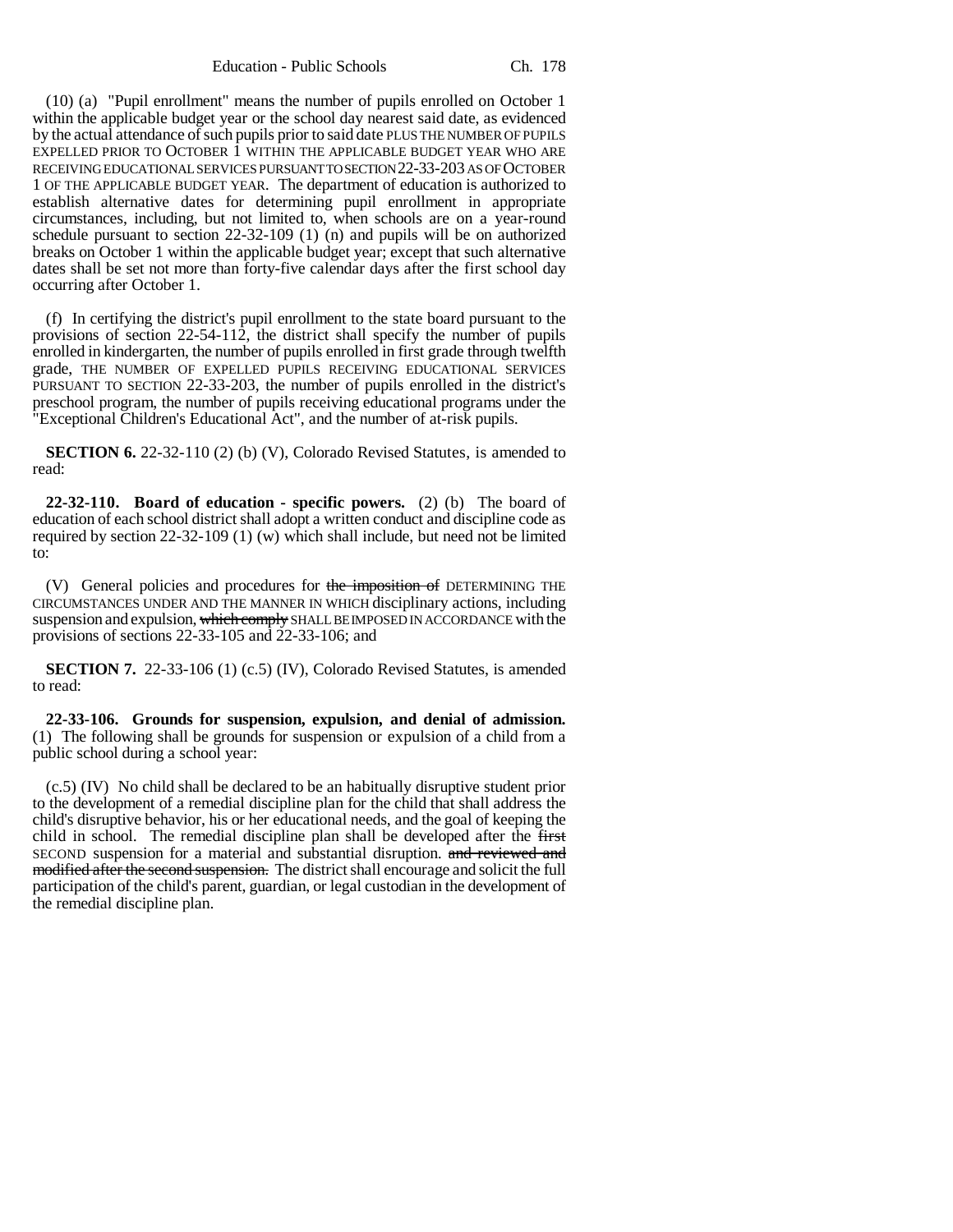(10) (a) "Pupil enrollment" means the number of pupils enrolled on October 1 within the applicable budget year or the school day nearest said date, as evidenced by the actual attendance of such pupils prior to said date PLUS THE NUMBER OF PUPILS EXPELLED PRIOR TO OCTOBER 1 WITHIN THE APPLICABLE BUDGET YEAR WHO ARE RECEIVING EDUCATIONAL SERVICES PURSUANT TO SECTION 22-33-203 AS OF OCTOBER 1 OF THE APPLICABLE BUDGET YEAR. The department of education is authorized to establish alternative dates for determining pupil enrollment in appropriate circumstances, including, but not limited to, when schools are on a year-round schedule pursuant to section 22-32-109 (1) (n) and pupils will be on authorized breaks on October 1 within the applicable budget year; except that such alternative dates shall be set not more than forty-five calendar days after the first school day occurring after October 1.

(f) In certifying the district's pupil enrollment to the state board pursuant to the provisions of section 22-54-112, the district shall specify the number of pupils enrolled in kindergarten, the number of pupils enrolled in first grade through twelfth grade, THE NUMBER OF EXPELLED PUPILS RECEIVING EDUCATIONAL SERVICES PURSUANT TO SECTION 22-33-203, the number of pupils enrolled in the district's preschool program, the number of pupils receiving educational programs under the "Exceptional Children's Educational Act", and the number of at-risk pupils.

**SECTION 6.** 22-32-110 (2) (b) (V), Colorado Revised Statutes, is amended to read:

**22-32-110. Board of education - specific powers.** (2) (b) The board of education of each school district shall adopt a written conduct and discipline code as required by section 22-32-109 (1) (w) which shall include, but need not be limited to:

(V) General policies and procedures for ~~the imposition of~~ DETERMINING THE CIRCUMSTANCES UNDER AND THE MANNER IN WHICH disciplinary actions, including suspension and expulsion, ~~which comply~~ SHALL BE IMPOSED IN ACCORDANCE with the provisions of sections 22-33-105 and 22-33-106; and

**SECTION 7.** 22-33-106 (1) (c.5) (IV), Colorado Revised Statutes, is amended to read:

**22-33-106. Grounds for suspension, expulsion, and denial of admission.** (1) The following shall be grounds for suspension or expulsion of a child from a public school during a school year:

(c.5) (IV) No child shall be declared to be an habitually disruptive student prior to the development of a remedial discipline plan for the child that shall address the child's disruptive behavior, his or her educational needs, and the goal of keeping the child in school. The remedial discipline plan shall be developed after the ~~first~~ SECOND suspension for a material and substantial disruption. ~~and reviewed and modified after the second suspension.~~ The district shall encourage and solicit the full participation of the child's parent, guardian, or legal custodian in the development of the remedial discipline plan.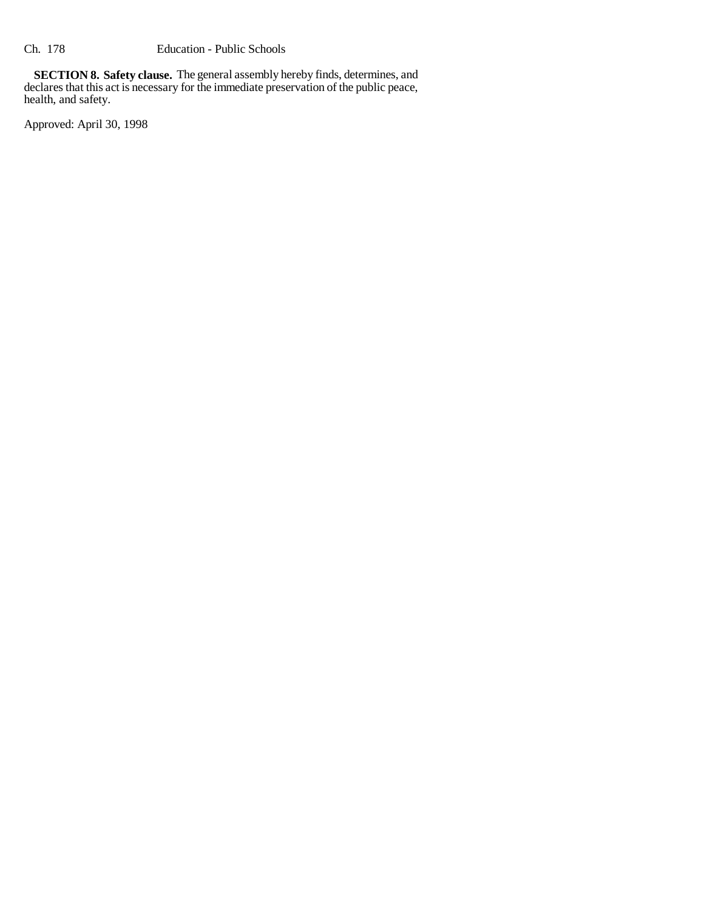**SECTION 8. Safety clause.** The general assembly hereby finds, determines, and declares that this act is necessary for the immediate preservation of the public peace, health, and safety.

Approved: April 30, 1998